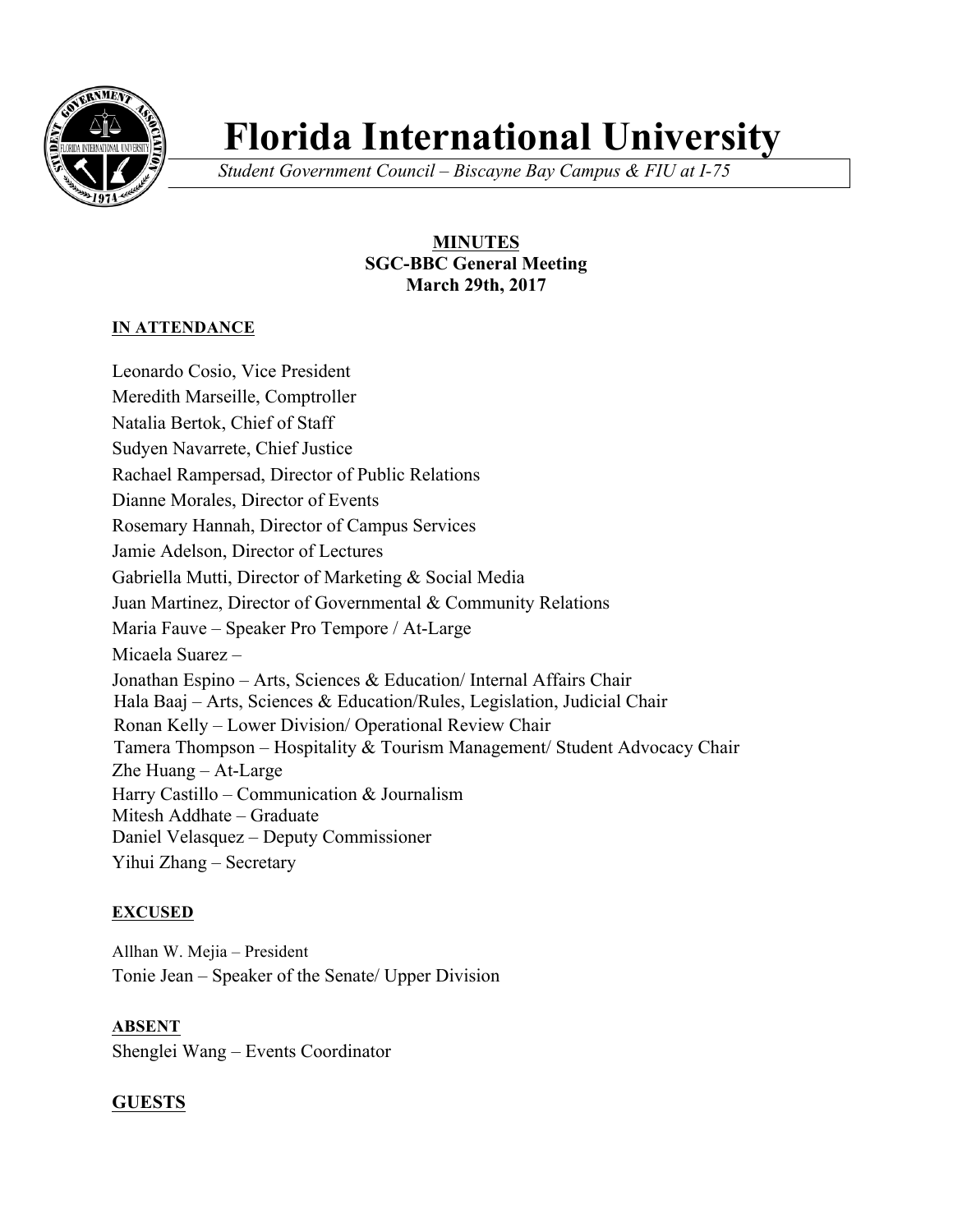# Florida International University

*Student Government Council – Biscayne Bay Campus & FIU at I-75*

**MINUTES**
**SGC-BBC General Meeting**
**March 29th, 2017**

**IN ATTENDANCE**

Leonardo Cosio, Vice President
Meredith Marseille, Comptroller
Natalia Bertok, Chief of Staff
Sudyen Navarrete, Chief Justice
Rachael Rampersad, Director of Public Relations
Dianne Morales, Director of Events
Rosemary Hannah, Director of Campus Services
Jamie Adelson, Director of Lectures
Gabriella Mutti, Director of Marketing & Social Media
Juan Martinez, Director of Governmental & Community Relations
Maria Fauve – Speaker Pro Tempore / At-Large
Micaela Suarez –
Jonathan Espino – Arts, Sciences & Education/ Internal Affairs Chair
Hala Baaj – Arts, Sciences & Education/Rules, Legislation, Judicial Chair
Ronan Kelly – Lower Division/ Operational Review Chair
Tamera Thompson – Hospitality & Tourism Management/ Student Advocacy Chair
Zhe Huang – At-Large
Harry Castillo – Communication & Journalism
Mitesh Addhate – Graduate
Daniel Velasquez – Deputy Commissioner
Yihui Zhang – Secretary

**EXCUSED**

Allhan W. Mejia – President
Tonie Jean – Speaker of the Senate/ Upper Division

**ABSENT**

Shenglei Wang – Events Coordinator

**GUESTS**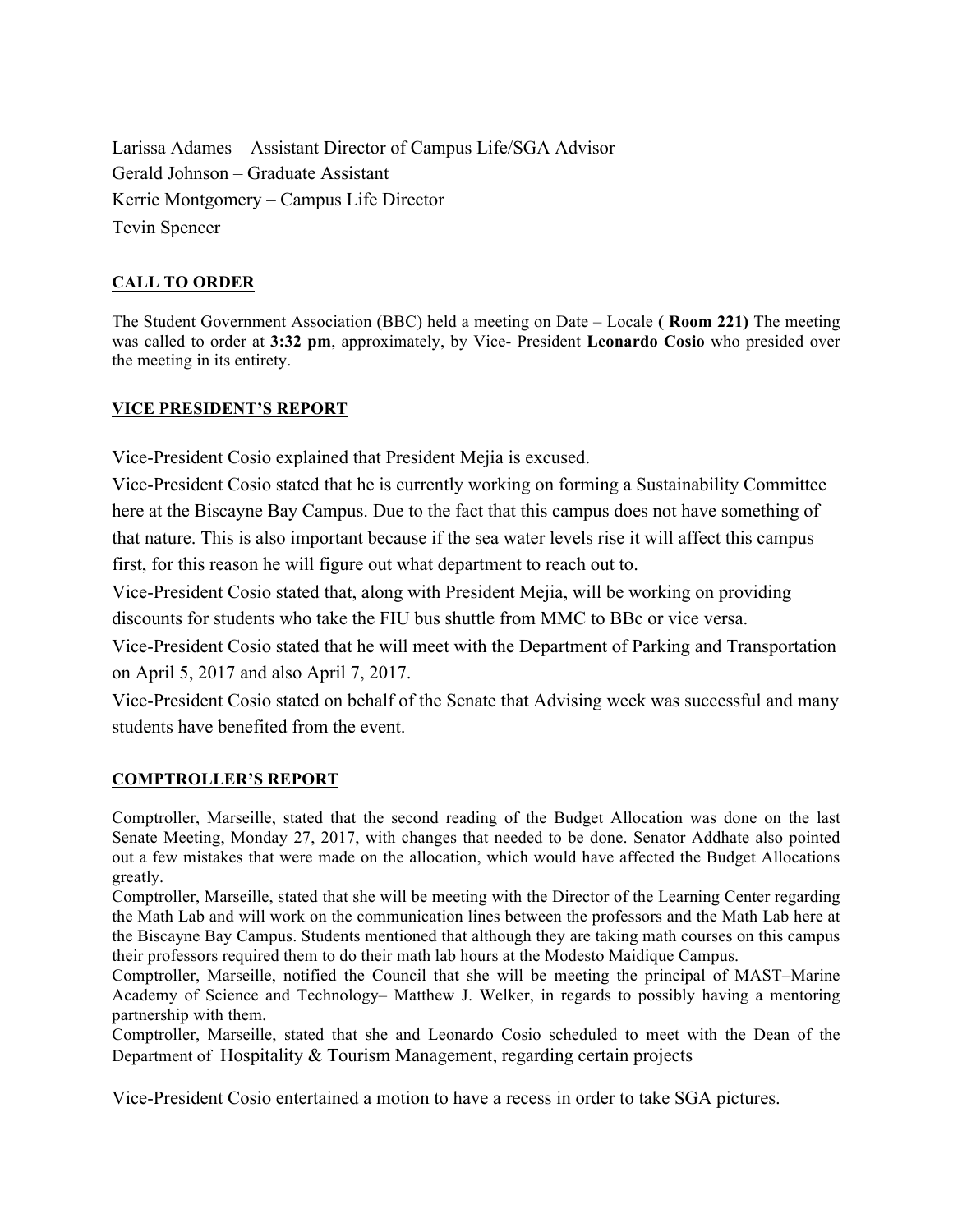Larissa Adames – Assistant Director of Campus Life/SGA Advisor
Gerald Johnson – Graduate Assistant
Kerrie Montgomery – Campus Life Director
Tevin Spencer

## CALL TO ORDER

The Student Government Association (BBC) held a meeting on Date – Locale **( Room 221)** The meeting was called to order at **3:32 pm**, approximately, by Vice- President **Leonardo Cosio** who presided over the meeting in its entirety.

## VICE PRESIDENT'S REPORT

Vice-President Cosio explained that President Mejia is excused.

Vice-President Cosio stated that he is currently working on forming a Sustainability Committee here at the Biscayne Bay Campus. Due to the fact that this campus does not have something of that nature. This is also important because if the sea water levels rise it will affect this campus first, for this reason he will figure out what department to reach out to.

Vice-President Cosio stated that, along with President Mejia, will be working on providing discounts for students who take the FIU bus shuttle from MMC to BBc or vice versa.

Vice-President Cosio stated that he will meet with the Department of Parking and Transportation on April 5, 2017 and also April 7, 2017.

Vice-President Cosio stated on behalf of the Senate that Advising week was successful and many students have benefited from the event.

## COMPTROLLER'S REPORT

Comptroller, Marseille, stated that the second reading of the Budget Allocation was done on the last Senate Meeting, Monday 27, 2017, with changes that needed to be done. Senator Addhate also pointed out a few mistakes that were made on the allocation, which would have affected the Budget Allocations greatly.

Comptroller, Marseille, stated that she will be meeting with the Director of the Learning Center regarding the Math Lab and will work on the communication lines between the professors and the Math Lab here at the Biscayne Bay Campus. Students mentioned that although they are taking math courses on this campus their professors required them to do their math lab hours at the Modesto Maidique Campus.

Comptroller, Marseille, notified the Council that she will be meeting the principal of MAST–Marine Academy of Science and Technology– Matthew J. Welker, in regards to possibly having a mentoring partnership with them.

Comptroller, Marseille, stated that she and Leonardo Cosio scheduled to meet with the Dean of the Department of Hospitality & Tourism Management, regarding certain projects

Vice-President Cosio entertained a motion to have a recess in order to take SGA pictures.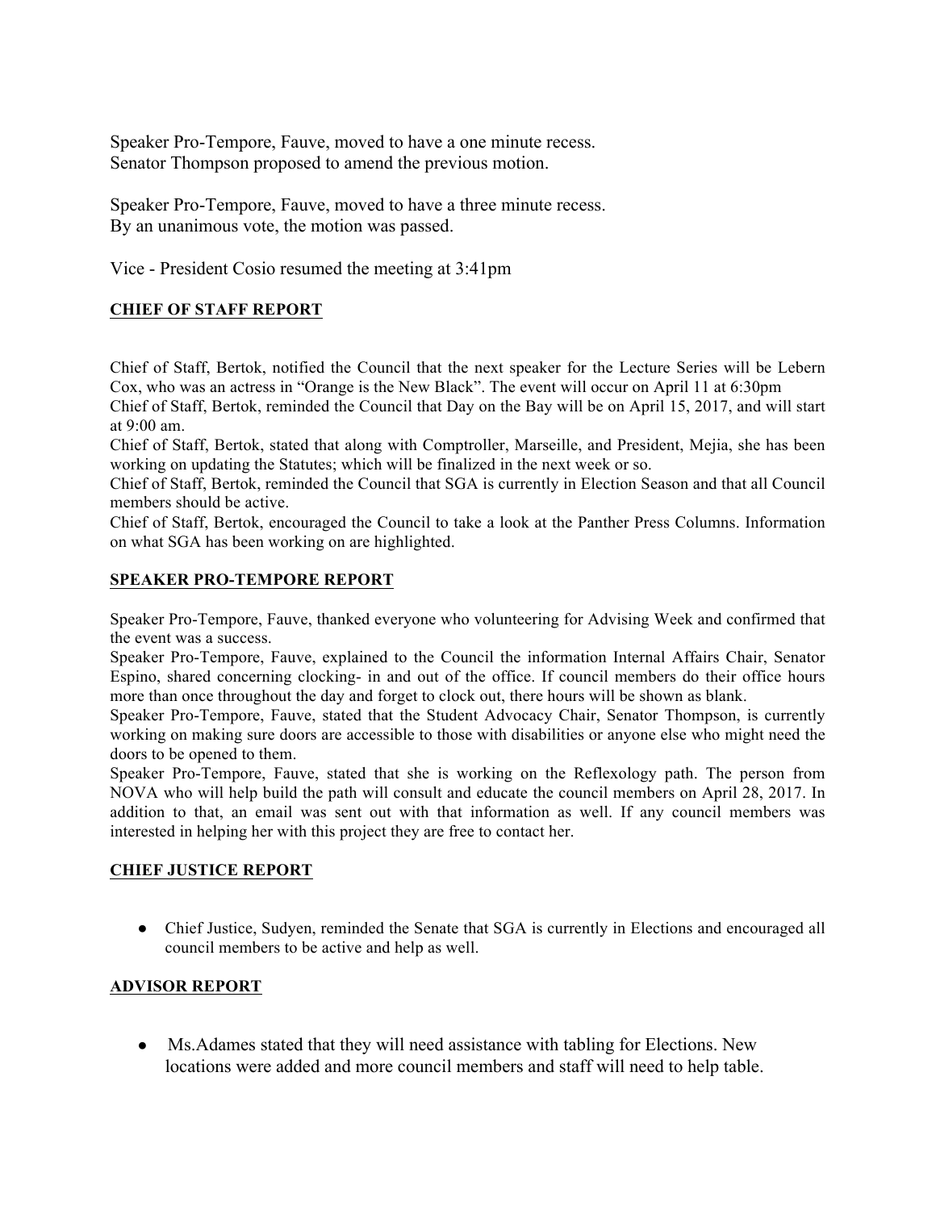Speaker Pro-Tempore, Fauve, moved to have a one minute recess.
Senator Thompson proposed to amend the previous motion.

Speaker Pro-Tempore, Fauve, moved to have a three minute recess.
By an unanimous vote, the motion was passed.

Vice - President Cosio resumed the meeting at 3:41pm

## **CHIEF OF STAFF REPORT**

Chief of Staff, Bertok, notified the Council that the next speaker for the Lecture Series will be Lebern Cox, who was an actress in "Orange is the New Black". The event will occur on April 11 at 6:30pm
Chief of Staff, Bertok, reminded the Council that Day on the Bay will be on April 15, 2017, and will start at 9:00 am.
Chief of Staff, Bertok, stated that along with Comptroller, Marseille, and President, Mejia, she has been working on updating the Statutes; which will be finalized in the next week or so.
Chief of Staff, Bertok, reminded the Council that SGA is currently in Election Season and that all Council members should be active.
Chief of Staff, Bertok, encouraged the Council to take a look at the Panther Press Columns. Information on what SGA has been working on are highlighted.

## **SPEAKER PRO-TEMPORE REPORT**

Speaker Pro-Tempore, Fauve, thanked everyone who volunteering for Advising Week and confirmed that the event was a success.
Speaker Pro-Tempore, Fauve, explained to the Council the information Internal Affairs Chair, Senator Espino, shared concerning clocking- in and out of the office. If council members do their office hours more than once throughout the day and forget to clock out, there hours will be shown as blank.
Speaker Pro-Tempore, Fauve, stated that the Student Advocacy Chair, Senator Thompson, is currently working on making sure doors are accessible to those with disabilities or anyone else who might need the doors to be opened to them.
Speaker Pro-Tempore, Fauve, stated that she is working on the Reflexology path. The person from NOVA who will help build the path will consult and educate the council members on April 28, 2017. In addition to that, an email was sent out with that information as well. If any council members was interested in helping her with this project they are free to contact her.

## **CHIEF JUSTICE REPORT**

- Chief Justice, Sudyen, reminded the Senate that SGA is currently in Elections and encouraged all council members to be active and help as well.

## **ADVISOR REPORT**

- Ms.Adames stated that they will need assistance with tabling for Elections. New locations were added and more council members and staff will need to help table.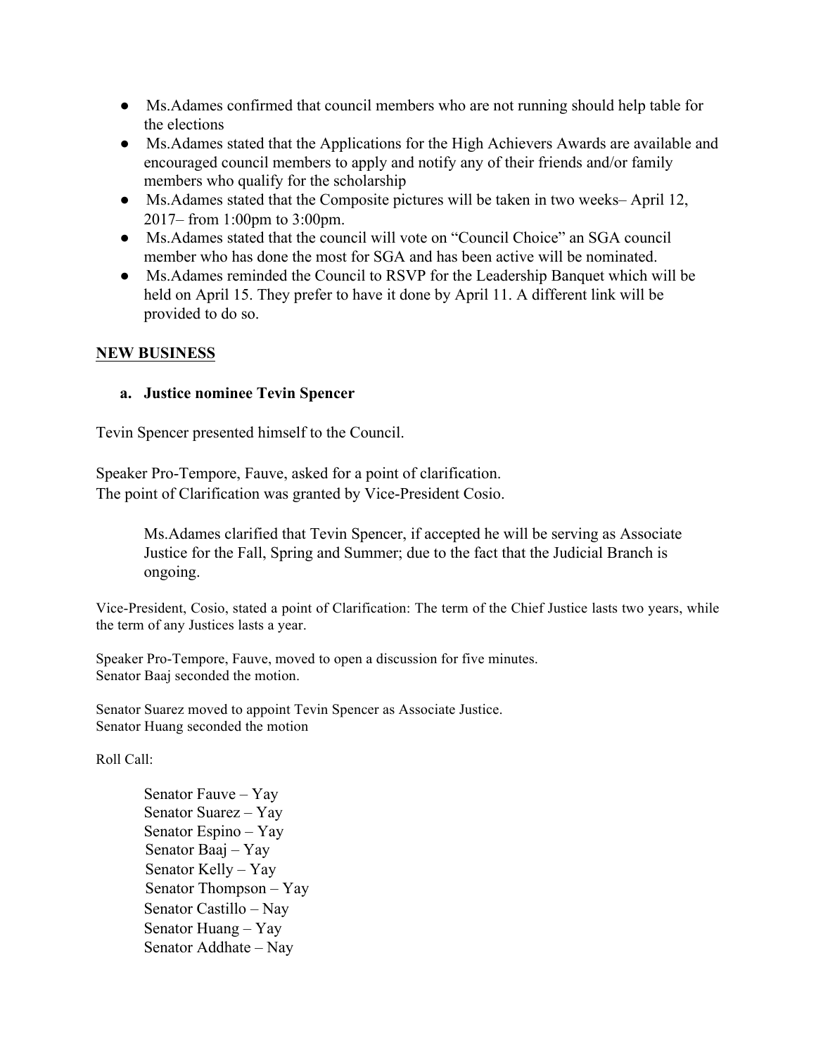- Ms.Adames confirmed that council members who are not running should help table for the elections
- Ms.Adames stated that the Applications for the High Achievers Awards are available and encouraged council members to apply and notify any of their friends and/or family members who qualify for the scholarship
- Ms.Adames stated that the Composite pictures will be taken in two weeks– April 12, 2017– from 1:00pm to 3:00pm.
- Ms.Adames stated that the council will vote on "Council Choice" an SGA council member who has done the most for SGA and has been active will be nominated.
- Ms.Adames reminded the Council to RSVP for the Leadership Banquet which will be held on April 15. They prefer to have it done by April 11. A different link will be provided to do so.

**NEW BUSINESS**

**a. Justice nominee Tevin Spencer**

Tevin Spencer presented himself to the Council.

Speaker Pro-Tempore, Fauve, asked for a point of clarification.
The point of Clarification was granted by Vice-President Cosio.

> Ms.Adames clarified that Tevin Spencer, if accepted he will be serving as Associate Justice for the Fall, Spring and Summer; due to the fact that the Judicial Branch is ongoing.

Vice-President, Cosio, stated a point of Clarification: The term of the Chief Justice lasts two years, while the term of any Justices lasts a year.

Speaker Pro-Tempore, Fauve, moved to open a discussion for five minutes.
Senator Baaj seconded the motion.

Senator Suarez moved to appoint Tevin Spencer as Associate Justice.
Senator Huang seconded the motion

Roll Call:

Senator Fauve – Yay
Senator Suarez – Yay
Senator Espino – Yay
Senator Baaj – Yay
Senator Kelly – Yay
Senator Thompson – Yay
Senator Castillo – Nay
Senator Huang – Yay
Senator Addhate – Nay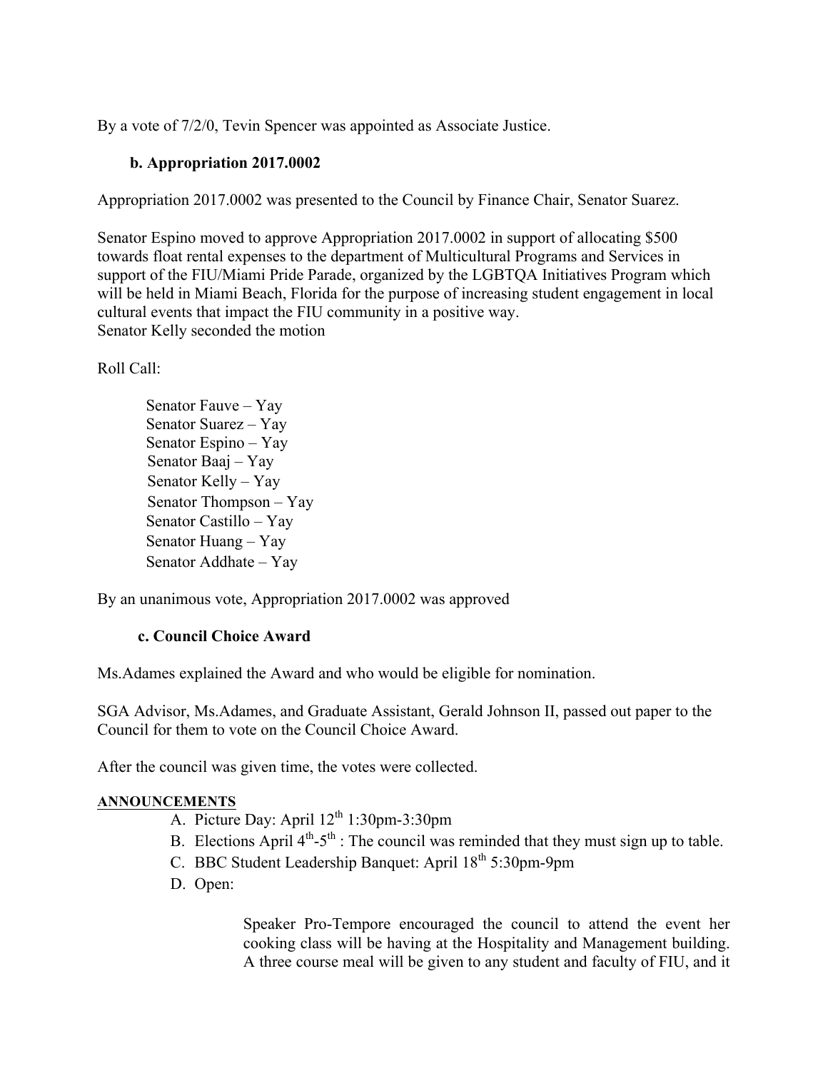By a vote of 7/2/0, Tevin Spencer was appointed as Associate Justice.

### b. Appropriation 2017.0002

Appropriation 2017.0002 was presented to the Council by Finance Chair, Senator Suarez.

Senator Espino moved to approve Appropriation 2017.0002 in support of allocating $500 towards float rental expenses to the department of Multicultural Programs and Services in support of the FIU/Miami Pride Parade, organized by the LGBTQA Initiatives Program which will be held in Miami Beach, Florida for the purpose of increasing student engagement in local cultural events that impact the FIU community in a positive way.
Senator Kelly seconded the motion

Roll Call:

Senator Fauve – Yay
Senator Suarez – Yay
Senator Espino – Yay
Senator Baaj – Yay
Senator Kelly – Yay
Senator Thompson – Yay
Senator Castillo – Yay
Senator Huang – Yay
Senator Addhate – Yay

By an unanimous vote, Appropriation 2017.0002 was approved

### c. Council Choice Award

Ms.Adames explained the Award and who would be eligible for nomination.

SGA Advisor, Ms.Adames, and Graduate Assistant, Gerald Johnson II, passed out paper to the Council for them to vote on the Council Choice Award.

After the council was given time, the votes were collected.

**ANNOUNCEMENTS**

A. Picture Day: April 12th 1:30pm-3:30pm
B. Elections April 4th-5th : The council was reminded that they must sign up to table.
C. BBC Student Leadership Banquet: April 18th 5:30pm-9pm
D. Open:

Speaker Pro-Tempore encouraged the council to attend the event her cooking class will be having at the Hospitality and Management building. A three course meal will be given to any student and faculty of FIU, and it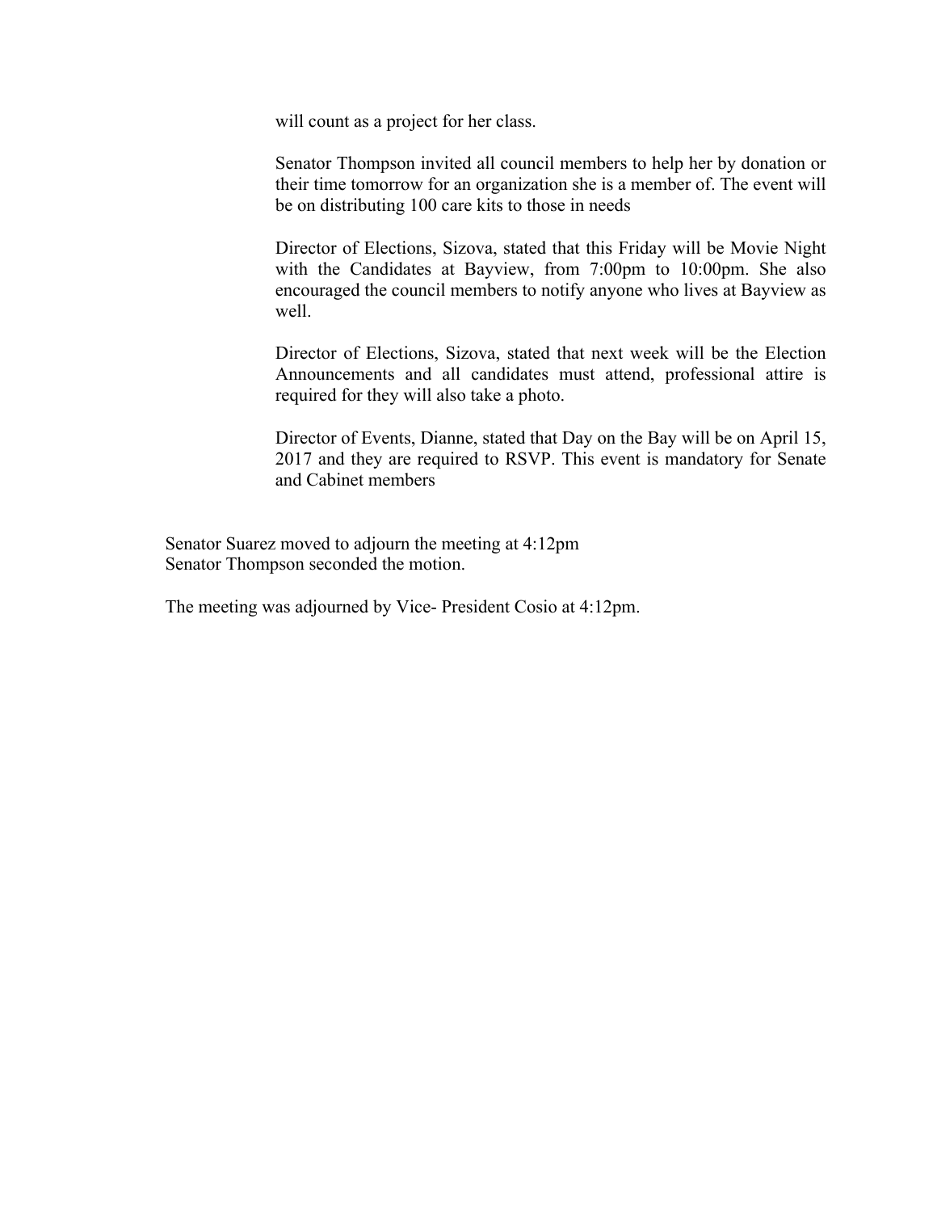will count as a project for her class.

Senator Thompson invited all council members to help her by donation or their time tomorrow for an organization she is a member of. The event will be on distributing 100 care kits to those in needs

Director of Elections, Sizova, stated that this Friday will be Movie Night with the Candidates at Bayview, from 7:00pm to 10:00pm. She also encouraged the council members to notify anyone who lives at Bayview as well.

Director of Elections, Sizova, stated that next week will be the Election Announcements and all candidates must attend, professional attire is required for they will also take a photo.

Director of Events, Dianne, stated that Day on the Bay will be on April 15, 2017 and they are required to RSVP. This event is mandatory for Senate and Cabinet members

Senator Suarez moved to adjourn the meeting at 4:12pm
Senator Thompson seconded the motion.

The meeting was adjourned by Vice- President Cosio at 4:12pm.